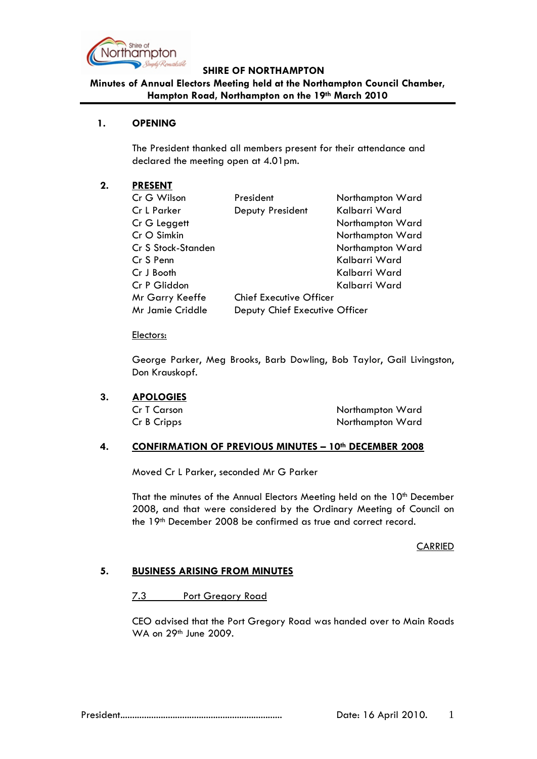**SHIRE OF NORTHAMPTON**

**Minutes of Annual Electors Meeting held at the Northampton Council Chamber, Hampton Road, Northampton on the 19th March 2010**

## 1. OPENING

The President thanked all members present for their attendance and declared the meeting open at 4.01pm.

## 2. PRESENT

| | | |
|---|---|---|
| Cr G Wilson | President | Northampton Ward |
| Cr L Parker | Deputy President | Kalbarri Ward |
| Cr G Leggett | | Northampton Ward |
| Cr O Simkin | | Northampton Ward |
| Cr S Stock-Standen | | Northampton Ward |
| Cr S Penn | | Kalbarri Ward |
| Cr J Booth | | Kalbarri Ward |
| Cr P Gliddon | | Kalbarri Ward |
| Mr Garry Keeffe | Chief Executive Officer | |
| Mr Jamie Criddle | Deputy Chief Executive Officer | |

Electors:

George Parker, Meg Brooks, Barb Dowling, Bob Taylor, Gail Livingston, Don Krauskopf.

## 3. APOLOGIES

| | |
|---|---|
| Cr T Carson | Northampton Ward |
| Cr B Cripps | Northampton Ward |

## 4. CONFIRMATION OF PREVIOUS MINUTES – 10th DECEMBER 2008

Moved Cr L Parker, seconded Mr G Parker

That the minutes of the Annual Electors Meeting held on the 10th December 2008, and that were considered by the Ordinary Meeting of Council on the 19th December 2008 be confirmed as true and correct record.

CARRIED

## 5. BUSINESS ARISING FROM MINUTES

7.3 Port Gregory Road

CEO advised that the Port Gregory Road was handed over to Main Roads WA on 29th June 2009.

President..................................................................... Date: 16 April 2010.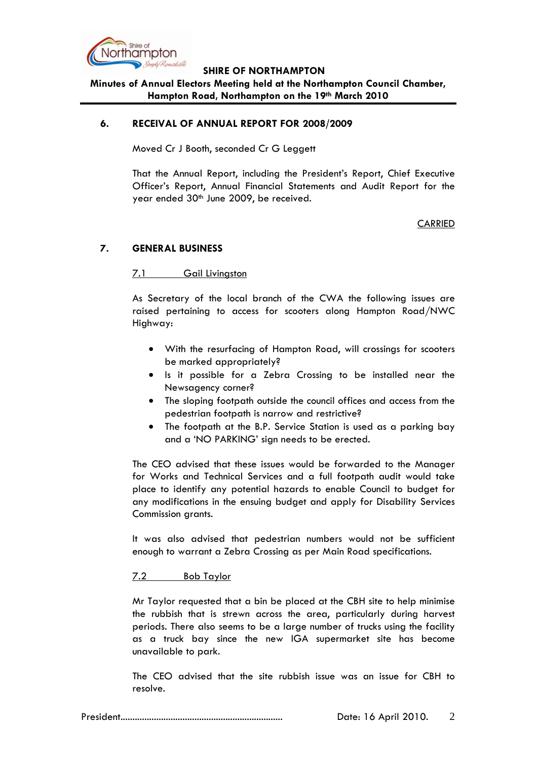## 6. RECEIVAL OF ANNUAL REPORT FOR 2008/2009

Moved Cr J Booth, seconded Cr G Leggett

That the Annual Report, including the President's Report, Chief Executive Officer's Report, Annual Financial Statements and Audit Report for the year ended 30th June 2009, be received.

CARRIED

## 7. GENERAL BUSINESS

### 7.1 Gail Livingston

As Secretary of the local branch of the CWA the following issues are raised pertaining to access for scooters along Hampton Road/NWC Highway:

- With the resurfacing of Hampton Road, will crossings for scooters be marked appropriately?
- Is it possible for a Zebra Crossing to be installed near the Newsagency corner?
- The sloping footpath outside the council offices and access from the pedestrian footpath is narrow and restrictive?
- The footpath at the B.P. Service Station is used as a parking bay and a 'NO PARKING' sign needs to be erected.

The CEO advised that these issues would be forwarded to the Manager for Works and Technical Services and a full footpath audit would take place to identify any potential hazards to enable Council to budget for any modifications in the ensuing budget and apply for Disability Services Commission grants.

It was also advised that pedestrian numbers would not be sufficient enough to warrant a Zebra Crossing as per Main Road specifications.

### 7.2 Bob Taylor

Mr Taylor requested that a bin be placed at the CBH site to help minimise the rubbish that is strewn across the area, particularly during harvest periods. There also seems to be a large number of trucks using the facility as a truck bay since the new IGA supermarket site has become unavailable to park.

The CEO advised that the site rubbish issue was an issue for CBH to resolve.

President.................................................................. Date: 16 April 2010.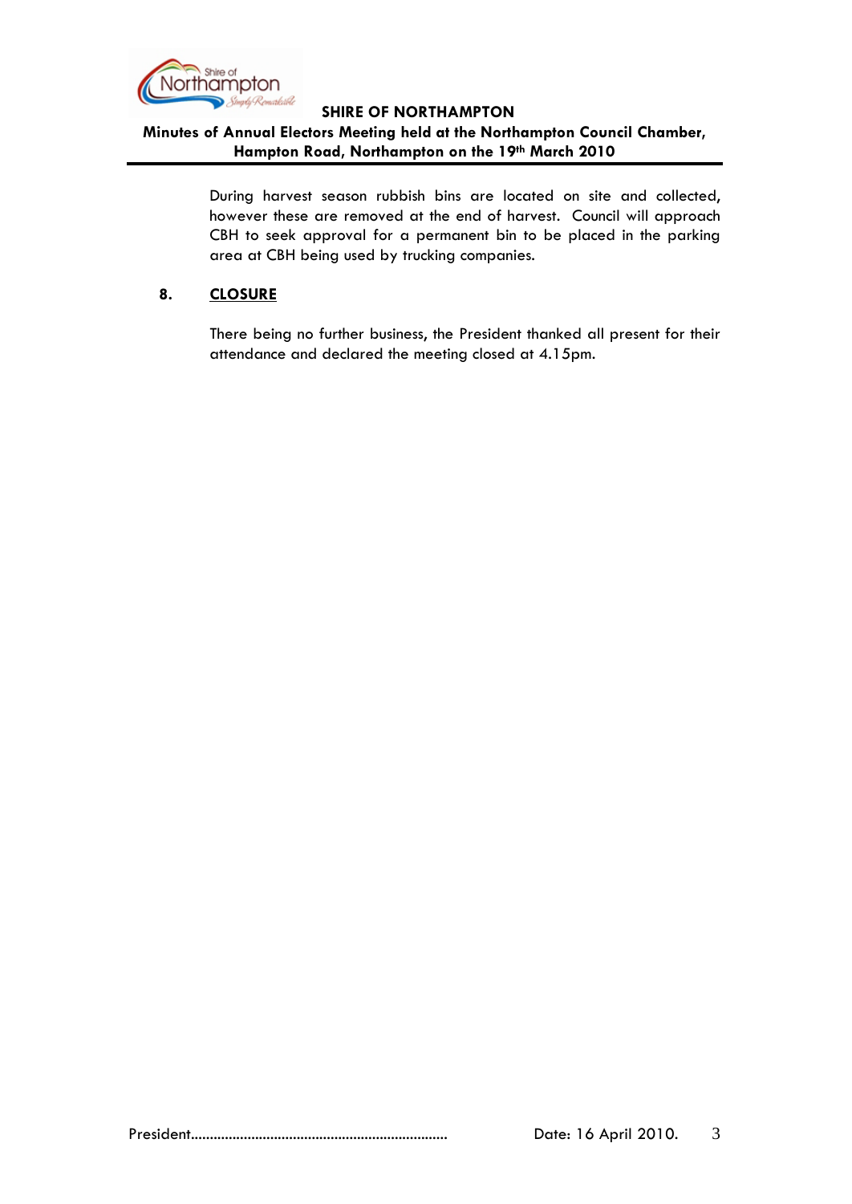During harvest season rubbish bins are located on site and collected, however these are removed at the end of harvest. Council will approach CBH to seek approval for a permanent bin to be placed in the parking area at CBH being used by trucking companies.

## 8. CLOSURE

There being no further business, the President thanked all present for their attendance and declared the meeting closed at 4.15pm.

President.................................................................... Date: 16 April 2010.